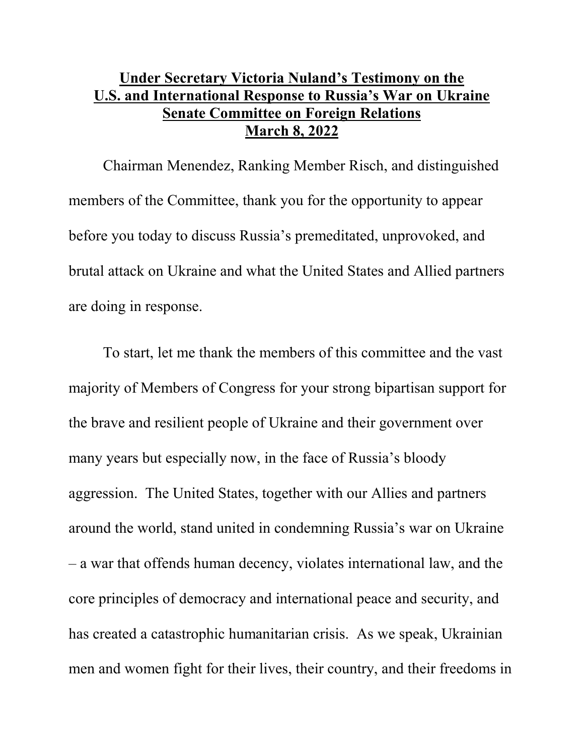# Under Secretary Victoria Nuland's Testimony on the U.S. and International Response to Russia's War on Ukraine Senate Committee on Foreign Relations March 8, 2022

Chairman Menendez, Ranking Member Risch, and distinguished members of the Committee, thank you for the opportunity to appear before you today to discuss Russia's premeditated, unprovoked, and brutal attack on Ukraine and what the United States and Allied partners are doing in response.

To start, let me thank the members of this committee and the vast majority of Members of Congress for your strong bipartisan support for the brave and resilient people of Ukraine and their government over many years but especially now, in the face of Russia's bloody aggression. The United States, together with our Allies and partners around the world, stand united in condemning Russia's war on Ukraine – a war that offends human decency, violates international law, and the core principles of democracy and international peace and security, and has created a catastrophic humanitarian crisis. As we speak, Ukrainian men and women fight for their lives, their country, and their freedoms in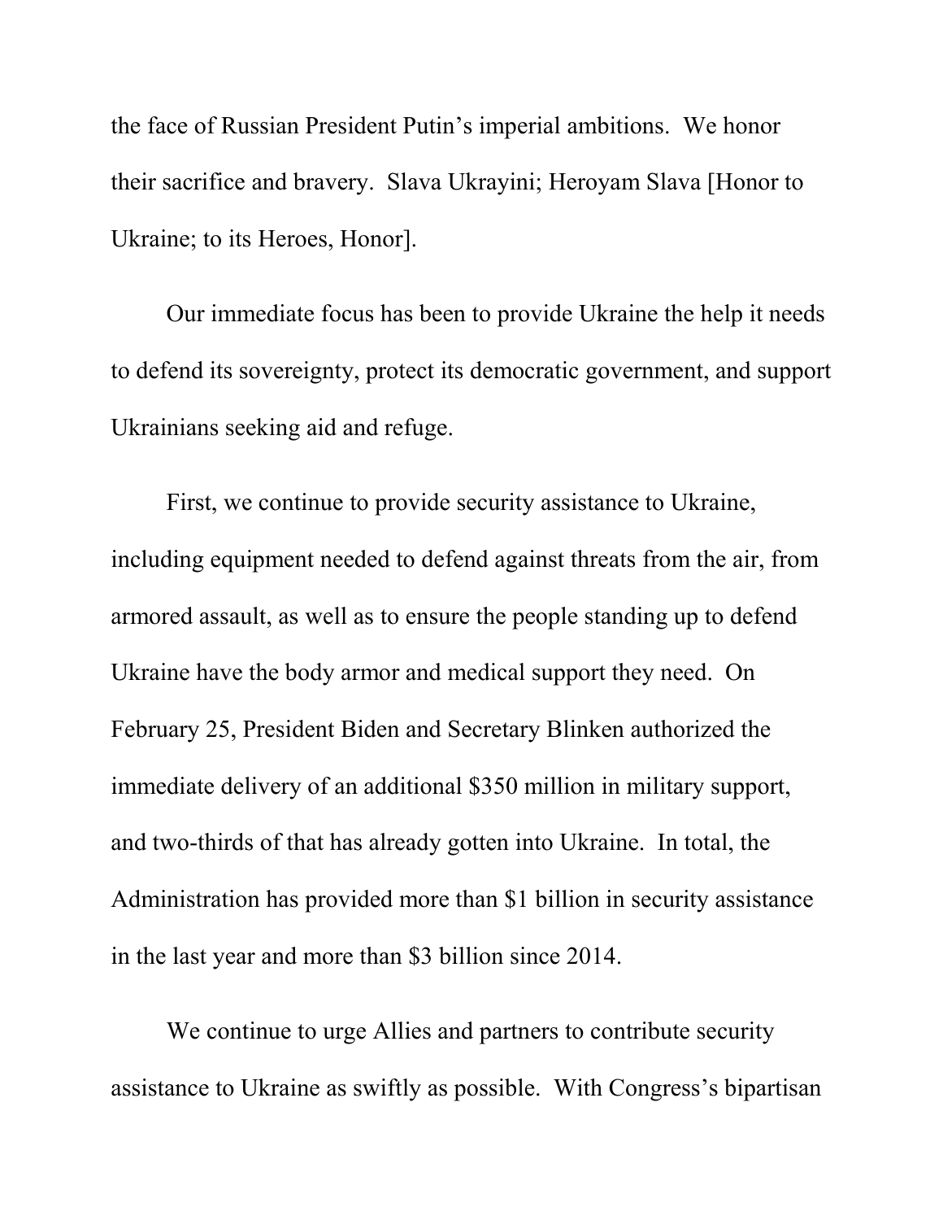the face of Russian President Putin's imperial ambitions. We honor their sacrifice and bravery. Slava Ukrayini; Heroyam Slava [Honor to Ukraine; to its Heroes, Honor].

Our immediate focus has been to provide Ukraine the help it needs to defend its sovereignty, protect its democratic government, and support Ukrainians seeking aid and refuge.

First, we continue to provide security assistance to Ukraine, including equipment needed to defend against threats from the air, from armored assault, as well as to ensure the people standing up to defend Ukraine have the body armor and medical support they need. On February 25, President Biden and Secretary Blinken authorized the immediate delivery of an additional $350 million in military support, and two-thirds of that has already gotten into Ukraine. In total, the Administration has provided more than $1 billion in security assistance in the last year and more than $3 billion since 2014.

We continue to urge Allies and partners to contribute security assistance to Ukraine as swiftly as possible. With Congress's bipartisan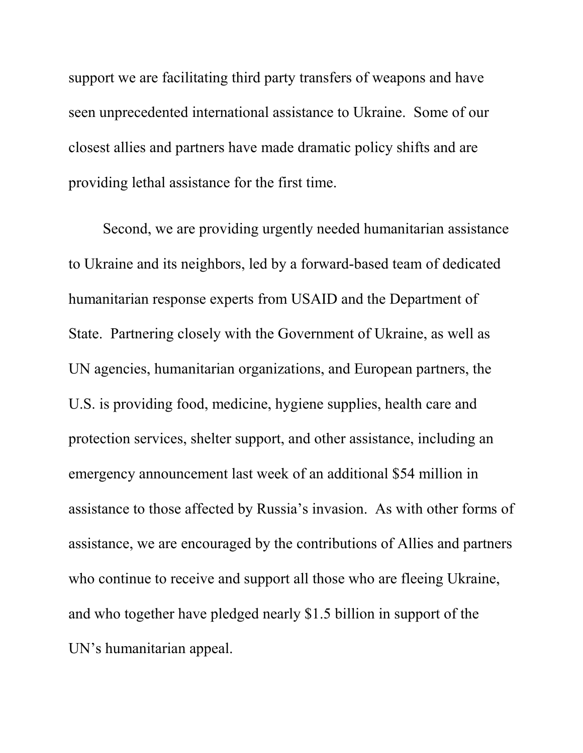support we are facilitating third party transfers of weapons and have seen unprecedented international assistance to Ukraine. Some of our closest allies and partners have made dramatic policy shifts and are providing lethal assistance for the first time.

Second, we are providing urgently needed humanitarian assistance to Ukraine and its neighbors, led by a forward-based team of dedicated humanitarian response experts from USAID and the Department of State. Partnering closely with the Government of Ukraine, as well as UN agencies, humanitarian organizations, and European partners, the U.S. is providing food, medicine, hygiene supplies, health care and protection services, shelter support, and other assistance, including an emergency announcement last week of an additional $54 million in assistance to those affected by Russia's invasion. As with other forms of assistance, we are encouraged by the contributions of Allies and partners who continue to receive and support all those who are fleeing Ukraine, and who together have pledged nearly $1.5 billion in support of the UN's humanitarian appeal.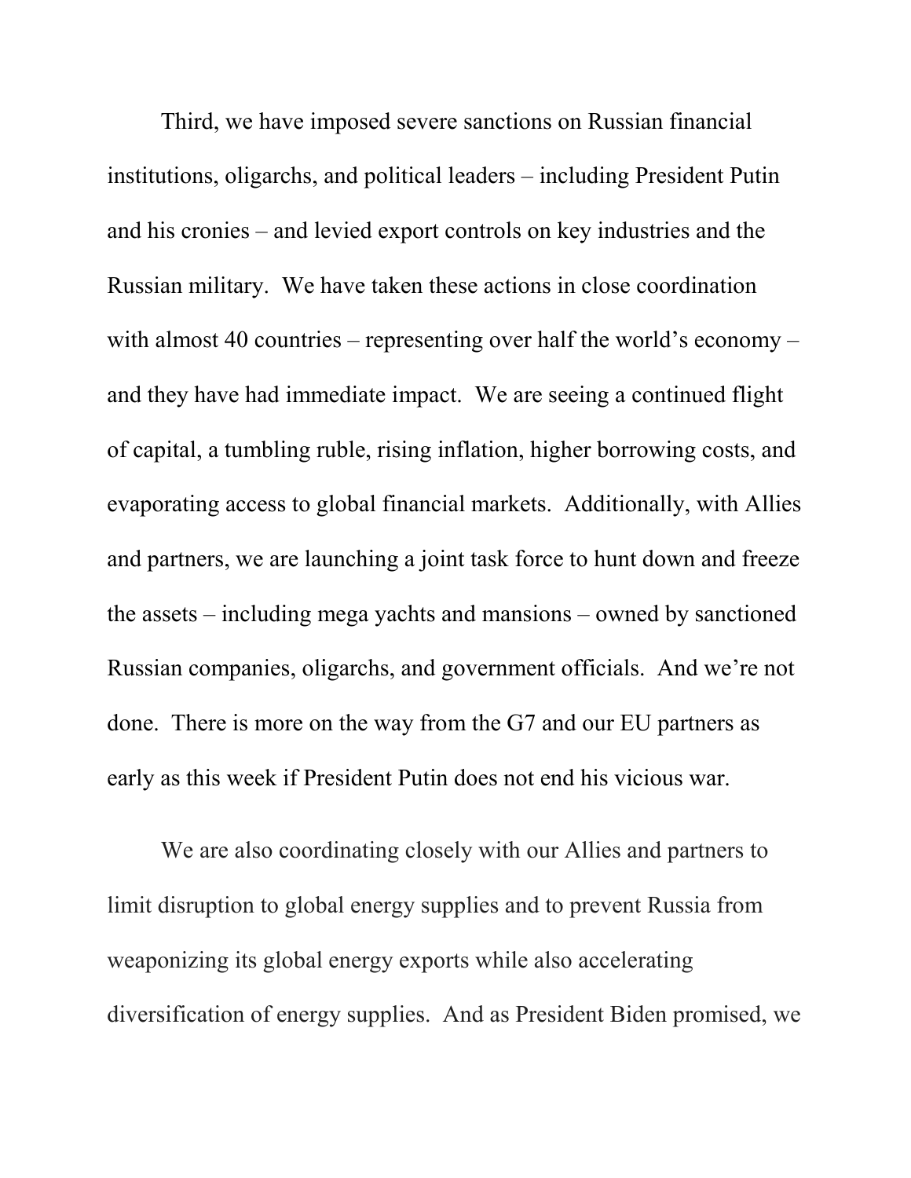Third, we have imposed severe sanctions on Russian financial institutions, oligarchs, and political leaders – including President Putin and his cronies – and levied export controls on key industries and the Russian military. We have taken these actions in close coordination with almost 40 countries – representing over half the world's economy – and they have had immediate impact. We are seeing a continued flight of capital, a tumbling ruble, rising inflation, higher borrowing costs, and evaporating access to global financial markets. Additionally, with Allies and partners, we are launching a joint task force to hunt down and freeze the assets – including mega yachts and mansions – owned by sanctioned Russian companies, oligarchs, and government officials. And we're not done. There is more on the way from the G7 and our EU partners as early as this week if President Putin does not end his vicious war.

We are also coordinating closely with our Allies and partners to limit disruption to global energy supplies and to prevent Russia from weaponizing its global energy exports while also accelerating diversification of energy supplies. And as President Biden promised, we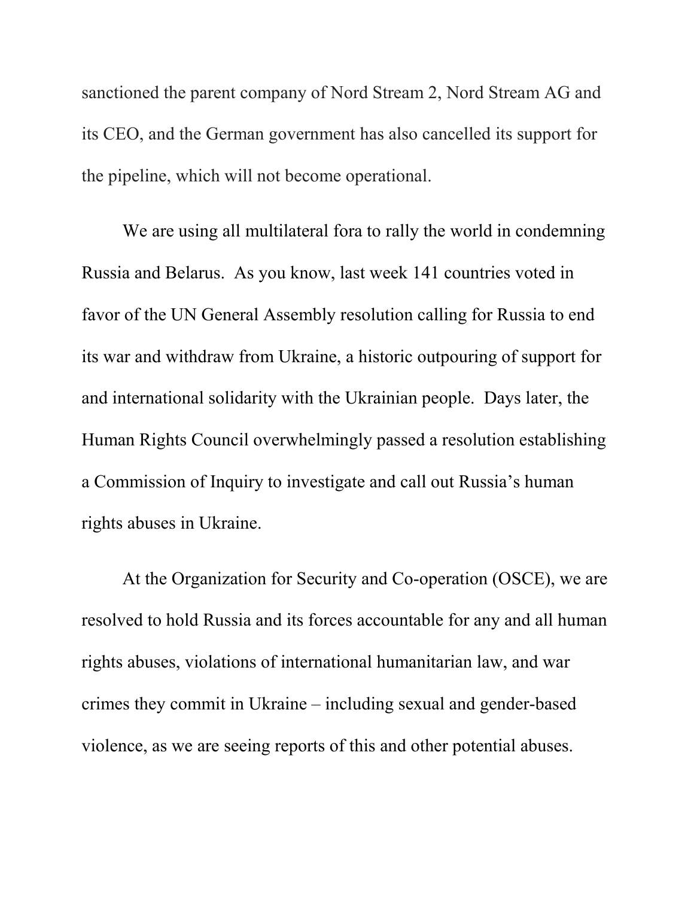sanctioned the parent company of Nord Stream 2, Nord Stream AG and its CEO, and the German government has also cancelled its support for the pipeline, which will not become operational.

We are using all multilateral fora to rally the world in condemning Russia and Belarus. As you know, last week 141 countries voted in favor of the UN General Assembly resolution calling for Russia to end its war and withdraw from Ukraine, a historic outpouring of support for and international solidarity with the Ukrainian people. Days later, the Human Rights Council overwhelmingly passed a resolution establishing a Commission of Inquiry to investigate and call out Russia's human rights abuses in Ukraine.

At the Organization for Security and Co-operation (OSCE), we are resolved to hold Russia and its forces accountable for any and all human rights abuses, violations of international humanitarian law, and war crimes they commit in Ukraine – including sexual and gender-based violence, as we are seeing reports of this and other potential abuses.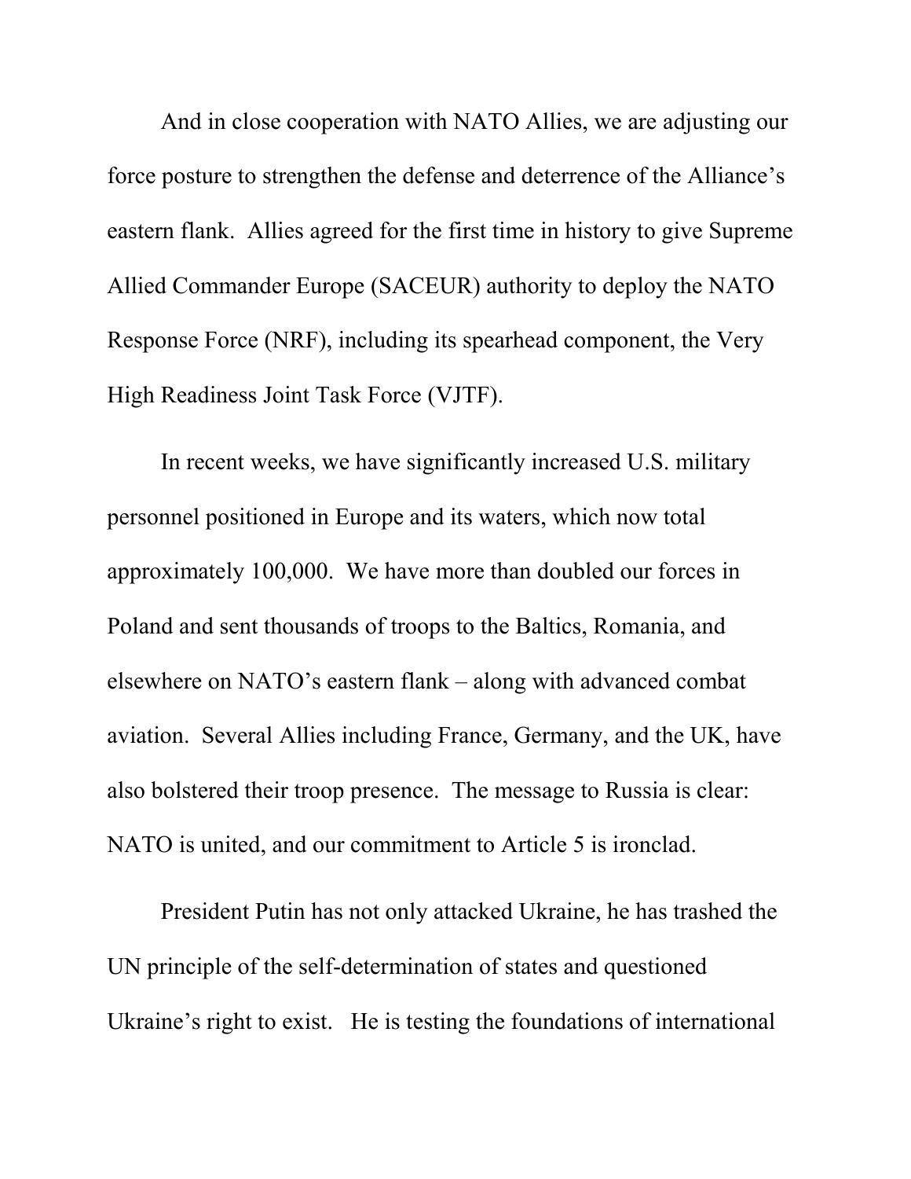And in close cooperation with NATO Allies, we are adjusting our force posture to strengthen the defense and deterrence of the Alliance's eastern flank. Allies agreed for the first time in history to give Supreme Allied Commander Europe (SACEUR) authority to deploy the NATO Response Force (NRF), including its spearhead component, the Very High Readiness Joint Task Force (VJTF).

In recent weeks, we have significantly increased U.S. military personnel positioned in Europe and its waters, which now total approximately 100,000. We have more than doubled our forces in Poland and sent thousands of troops to the Baltics, Romania, and elsewhere on NATO's eastern flank – along with advanced combat aviation. Several Allies including France, Germany, and the UK, have also bolstered their troop presence. The message to Russia is clear: NATO is united, and our commitment to Article 5 is ironclad.

President Putin has not only attacked Ukraine, he has trashed the UN principle of the self-determination of states and questioned Ukraine's right to exist. He is testing the foundations of international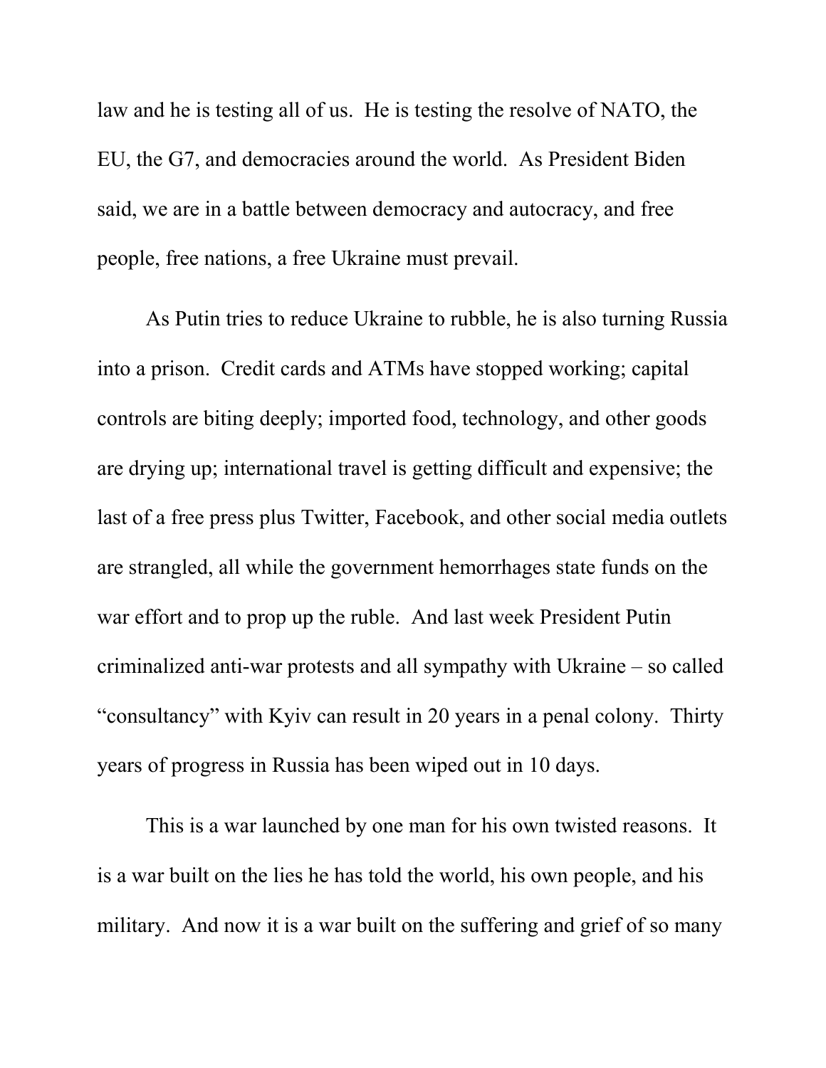law and he is testing all of us. He is testing the resolve of NATO, the EU, the G7, and democracies around the world. As President Biden said, we are in a battle between democracy and autocracy, and free people, free nations, a free Ukraine must prevail.

As Putin tries to reduce Ukraine to rubble, he is also turning Russia into a prison. Credit cards and ATMs have stopped working; capital controls are biting deeply; imported food, technology, and other goods are drying up; international travel is getting difficult and expensive; the last of a free press plus Twitter, Facebook, and other social media outlets are strangled, all while the government hemorrhages state funds on the war effort and to prop up the ruble. And last week President Putin criminalized anti-war protests and all sympathy with Ukraine – so called "consultancy" with Kyiv can result in 20 years in a penal colony. Thirty years of progress in Russia has been wiped out in 10 days.

This is a war launched by one man for his own twisted reasons. It is a war built on the lies he has told the world, his own people, and his military. And now it is a war built on the suffering and grief of so many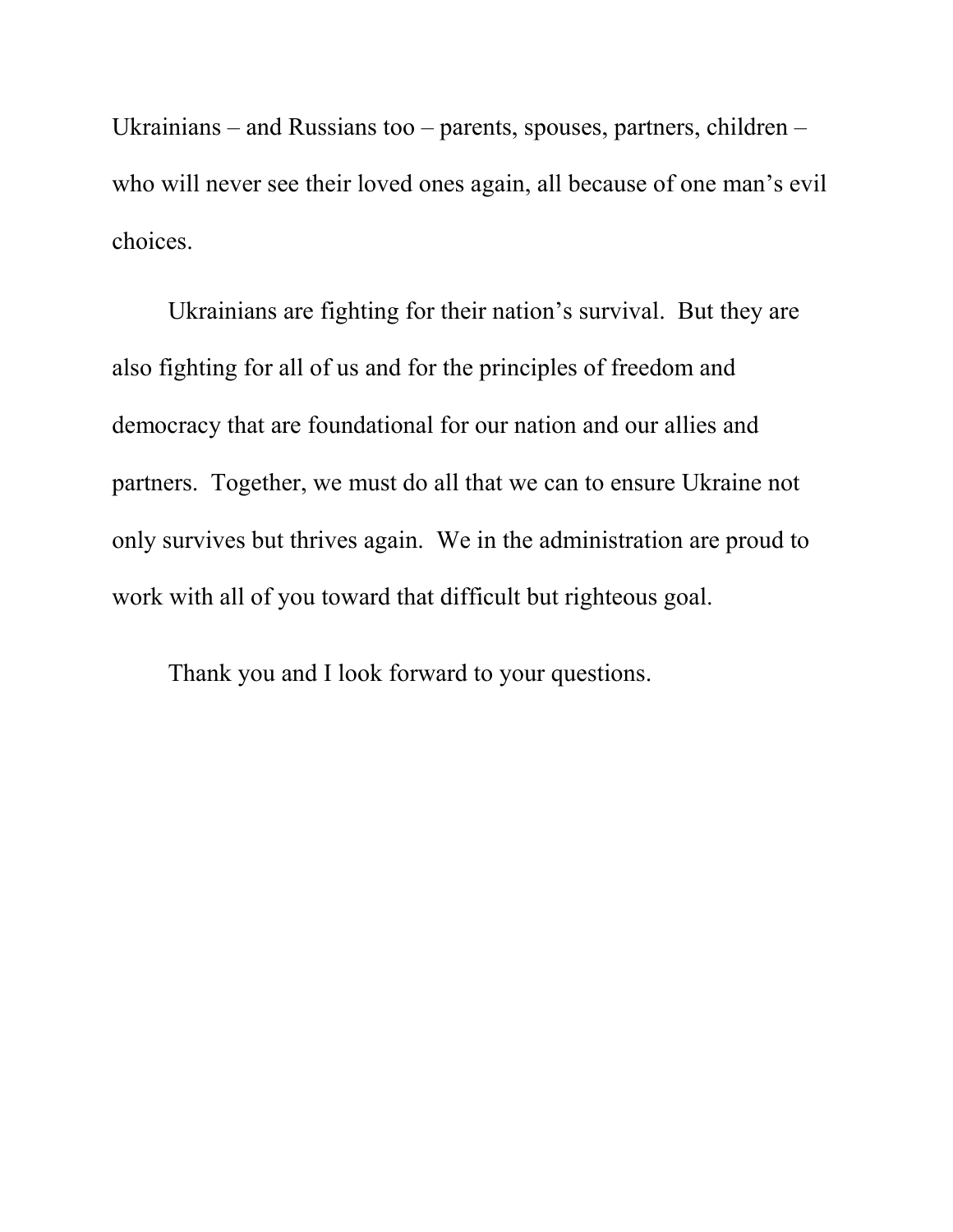Ukrainians – and Russians too – parents, spouses, partners, children – who will never see their loved ones again, all because of one man's evil choices.

Ukrainians are fighting for their nation's survival. But they are also fighting for all of us and for the principles of freedom and democracy that are foundational for our nation and our allies and partners. Together, we must do all that we can to ensure Ukraine not only survives but thrives again. We in the administration are proud to work with all of you toward that difficult but righteous goal.

Thank you and I look forward to your questions.